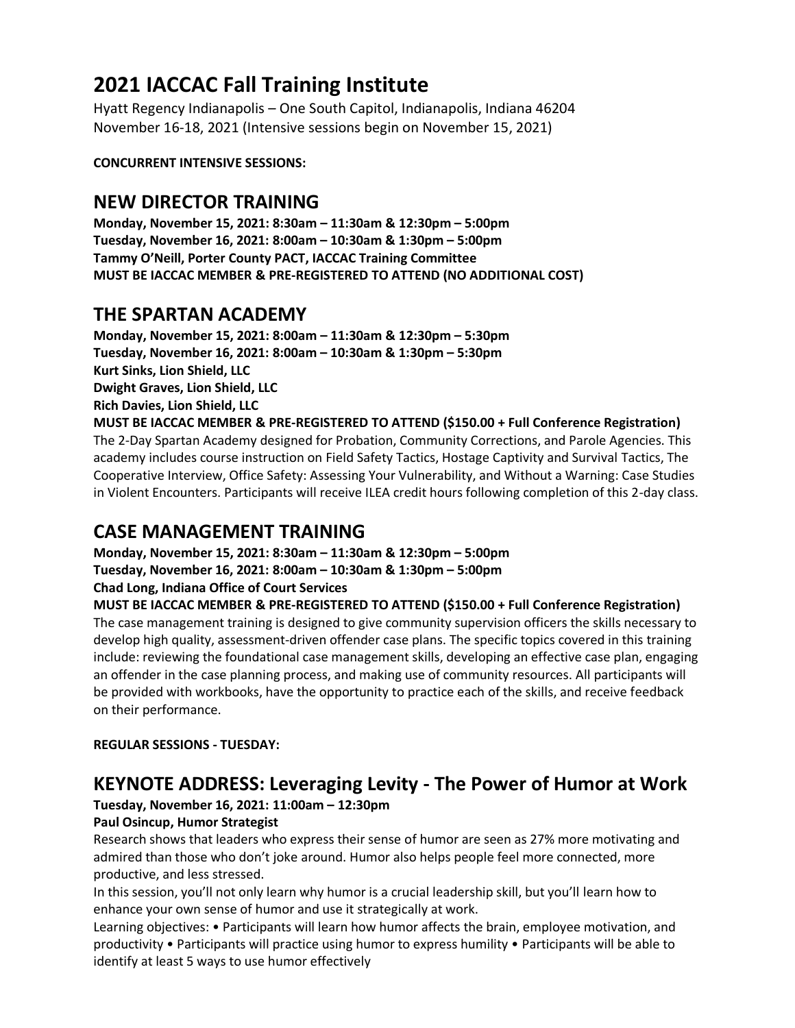# 2021 IACCAC Fall Training Institute

Hyatt Regency Indianapolis – One South Capitol, Indianapolis, Indiana 46204
November 16-18, 2021 (Intensive sessions begin on November 15, 2021)

**CONCURRENT INTENSIVE SESSIONS:**

## NEW DIRECTOR TRAINING

**Monday, November 15, 2021: 8:30am – 11:30am & 12:30pm – 5:00pm**
**Tuesday, November 16, 2021: 8:00am – 10:30am & 1:30pm – 5:00pm**
**Tammy O'Neill, Porter County PACT, IACCAC Training Committee**
**MUST BE IACCAC MEMBER & PRE-REGISTERED TO ATTEND (NO ADDITIONAL COST)**

## THE SPARTAN ACADEMY

**Monday, November 15, 2021: 8:00am – 11:30am & 12:30pm – 5:30pm**
**Tuesday, November 16, 2021: 8:00am – 10:30am & 1:30pm – 5:30pm**
**Kurt Sinks, Lion Shield, LLC**
**Dwight Graves, Lion Shield, LLC**
**Rich Davies, Lion Shield, LLC**
**MUST BE IACCAC MEMBER & PRE-REGISTERED TO ATTEND ($150.00 + Full Conference Registration)**

The 2-Day Spartan Academy designed for Probation, Community Corrections, and Parole Agencies. This academy includes course instruction on Field Safety Tactics, Hostage Captivity and Survival Tactics, The Cooperative Interview, Office Safety: Assessing Your Vulnerability, and Without a Warning: Case Studies in Violent Encounters. Participants will receive ILEA credit hours following completion of this 2-day class.

## CASE MANAGEMENT TRAINING

**Monday, November 15, 2021: 8:30am – 11:30am & 12:30pm – 5:00pm**
**Tuesday, November 16, 2021: 8:00am – 10:30am & 1:30pm – 5:00pm**
**Chad Long, Indiana Office of Court Services**
**MUST BE IACCAC MEMBER & PRE-REGISTERED TO ATTEND ($150.00 + Full Conference Registration)**

The case management training is designed to give community supervision officers the skills necessary to develop high quality, assessment-driven offender case plans. The specific topics covered in this training include: reviewing the foundational case management skills, developing an effective case plan, engaging an offender in the case planning process, and making use of community resources. All participants will be provided with workbooks, have the opportunity to practice each of the skills, and receive feedback on their performance.

**REGULAR SESSIONS - TUESDAY:**

## KEYNOTE ADDRESS: Leveraging Levity - The Power of Humor at Work

**Tuesday, November 16, 2021: 11:00am – 12:30pm**
**Paul Osincup, Humor Strategist**

Research shows that leaders who express their sense of humor are seen as 27% more motivating and admired than those who don't joke around. Humor also helps people feel more connected, more productive, and less stressed.

In this session, you'll not only learn why humor is a crucial leadership skill, but you'll learn how to enhance your own sense of humor and use it strategically at work.

Learning objectives: • Participants will learn how humor affects the brain, employee motivation, and productivity • Participants will practice using humor to express humility • Participants will be able to identify at least 5 ways to use humor effectively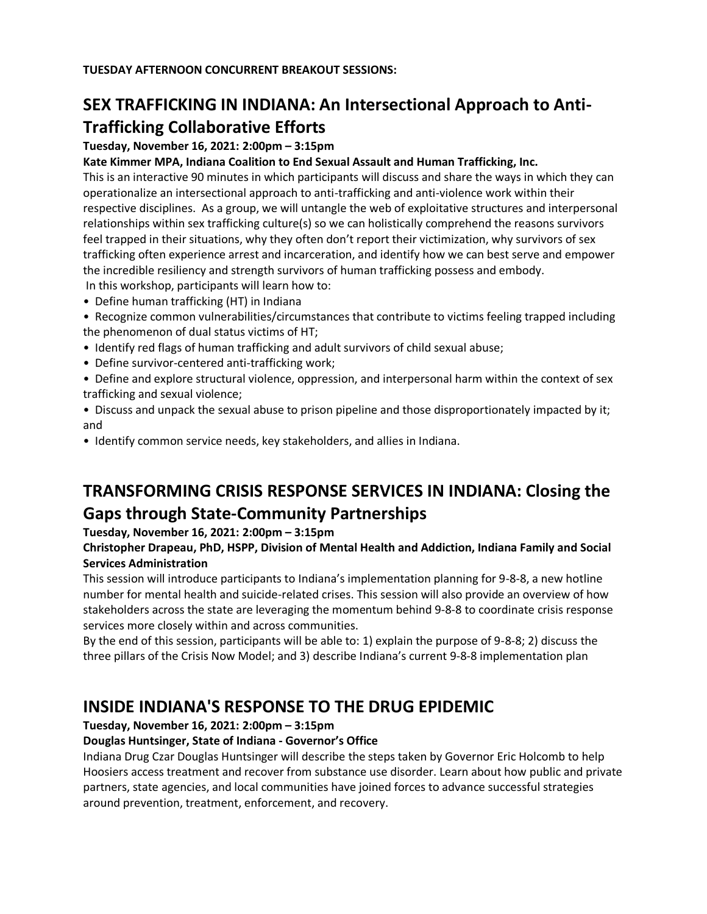**TUESDAY AFTERNOON CONCURRENT BREAKOUT SESSIONS:**

## SEX TRAFFICKING IN INDIANA: An Intersectional Approach to Anti-Trafficking Collaborative Efforts

**Tuesday, November 16, 2021: 2:00pm – 3:15pm**

**Kate Kimmer MPA, Indiana Coalition to End Sexual Assault and Human Trafficking, Inc.**

This is an interactive 90 minutes in which participants will discuss and share the ways in which they can operationalize an intersectional approach to anti-trafficking and anti-violence work within their respective disciplines. As a group, we will untangle the web of exploitative structures and interpersonal relationships within sex trafficking culture(s) so we can holistically comprehend the reasons survivors feel trapped in their situations, why they often don't report their victimization, why survivors of sex trafficking often experience arrest and incarceration, and identify how we can best serve and empower the incredible resiliency and strength survivors of human trafficking possess and embody.

In this workshop, participants will learn how to:

- Define human trafficking (HT) in Indiana
- Recognize common vulnerabilities/circumstances that contribute to victims feeling trapped including the phenomenon of dual status victims of HT;
- Identify red flags of human trafficking and adult survivors of child sexual abuse;
- Define survivor-centered anti-trafficking work;
- Define and explore structural violence, oppression, and interpersonal harm within the context of sex trafficking and sexual violence;
- Discuss and unpack the sexual abuse to prison pipeline and those disproportionately impacted by it; and
- Identify common service needs, key stakeholders, and allies in Indiana.

## TRANSFORMING CRISIS RESPONSE SERVICES IN INDIANA: Closing the Gaps through State-Community Partnerships

**Tuesday, November 16, 2021: 2:00pm – 3:15pm**

**Christopher Drapeau, PhD, HSPP, Division of Mental Health and Addiction, Indiana Family and Social Services Administration**

This session will introduce participants to Indiana's implementation planning for 9-8-8, a new hotline number for mental health and suicide-related crises. This session will also provide an overview of how stakeholders across the state are leveraging the momentum behind 9-8-8 to coordinate crisis response services more closely within and across communities.

By the end of this session, participants will be able to: 1) explain the purpose of 9-8-8; 2) discuss the three pillars of the Crisis Now Model; and 3) describe Indiana's current 9-8-8 implementation plan

## INSIDE INDIANA'S RESPONSE TO THE DRUG EPIDEMIC

**Tuesday, November 16, 2021: 2:00pm – 3:15pm**

**Douglas Huntsinger, State of Indiana - Governor's Office**

Indiana Drug Czar Douglas Huntsinger will describe the steps taken by Governor Eric Holcomb to help Hoosiers access treatment and recover from substance use disorder. Learn about how public and private partners, state agencies, and local communities have joined forces to advance successful strategies around prevention, treatment, enforcement, and recovery.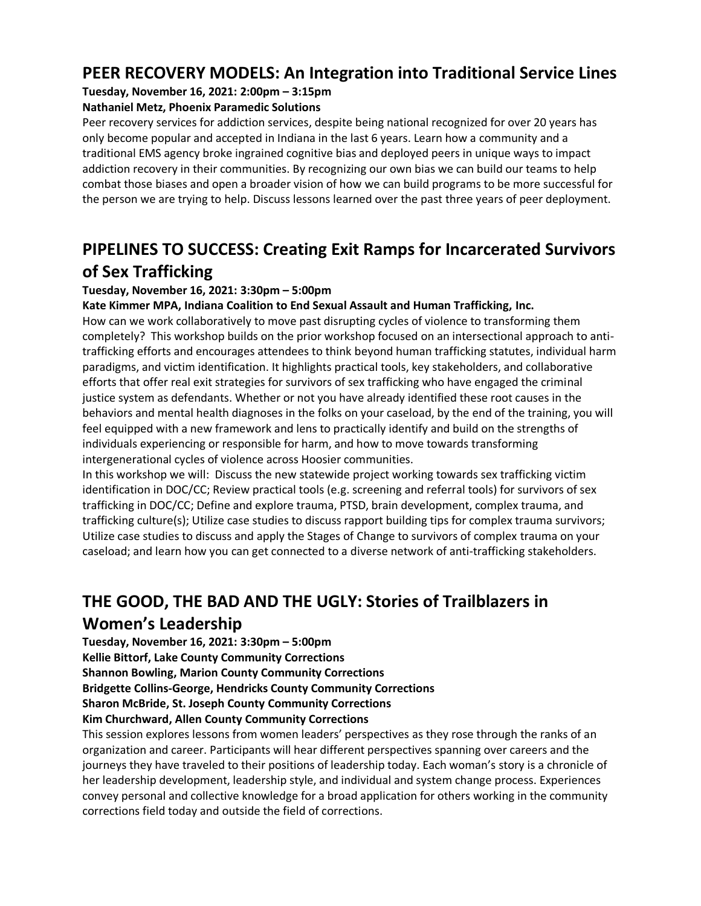## PEER RECOVERY MODELS: An Integration into Traditional Service Lines

**Tuesday, November 16, 2021: 2:00pm – 3:15pm**

**Nathaniel Metz, Phoenix Paramedic Solutions**

Peer recovery services for addiction services, despite being national recognized for over 20 years has only become popular and accepted in Indiana in the last 6 years. Learn how a community and a traditional EMS agency broke ingrained cognitive bias and deployed peers in unique ways to impact addiction recovery in their communities. By recognizing our own bias we can build our teams to help combat those biases and open a broader vision of how we can build programs to be more successful for the person we are trying to help. Discuss lessons learned over the past three years of peer deployment.

## PIPELINES TO SUCCESS: Creating Exit Ramps for Incarcerated Survivors of Sex Trafficking

**Tuesday, November 16, 2021: 3:30pm – 5:00pm**

**Kate Kimmer MPA, Indiana Coalition to End Sexual Assault and Human Trafficking, Inc.**

How can we work collaboratively to move past disrupting cycles of violence to transforming them completely? This workshop builds on the prior workshop focused on an intersectional approach to anti-trafficking efforts and encourages attendees to think beyond human trafficking statutes, individual harm paradigms, and victim identification. It highlights practical tools, key stakeholders, and collaborative efforts that offer real exit strategies for survivors of sex trafficking who have engaged the criminal justice system as defendants. Whether or not you have already identified these root causes in the behaviors and mental health diagnoses in the folks on your caseload, by the end of the training, you will feel equipped with a new framework and lens to practically identify and build on the strengths of individuals experiencing or responsible for harm, and how to move towards transforming intergenerational cycles of violence across Hoosier communities.

In this workshop we will: Discuss the new statewide project working towards sex trafficking victim identification in DOC/CC; Review practical tools (e.g. screening and referral tools) for survivors of sex trafficking in DOC/CC; Define and explore trauma, PTSD, brain development, complex trauma, and trafficking culture(s); Utilize case studies to discuss rapport building tips for complex trauma survivors; Utilize case studies to discuss and apply the Stages of Change to survivors of complex trauma on your caseload; and learn how you can get connected to a diverse network of anti-trafficking stakeholders.

## THE GOOD, THE BAD AND THE UGLY: Stories of Trailblazers in Women's Leadership

**Tuesday, November 16, 2021: 3:30pm – 5:00pm**

**Kellie Bittorf, Lake County Community Corrections**

**Shannon Bowling, Marion County Community Corrections**

**Bridgette Collins-George, Hendricks County Community Corrections**

**Sharon McBride, St. Joseph County Community Corrections**

**Kim Churchward, Allen County Community Corrections**

This session explores lessons from women leaders' perspectives as they rose through the ranks of an organization and career. Participants will hear different perspectives spanning over careers and the journeys they have traveled to their positions of leadership today. Each woman's story is a chronicle of her leadership development, leadership style, and individual and system change process. Experiences convey personal and collective knowledge for a broad application for others working in the community corrections field today and outside the field of corrections.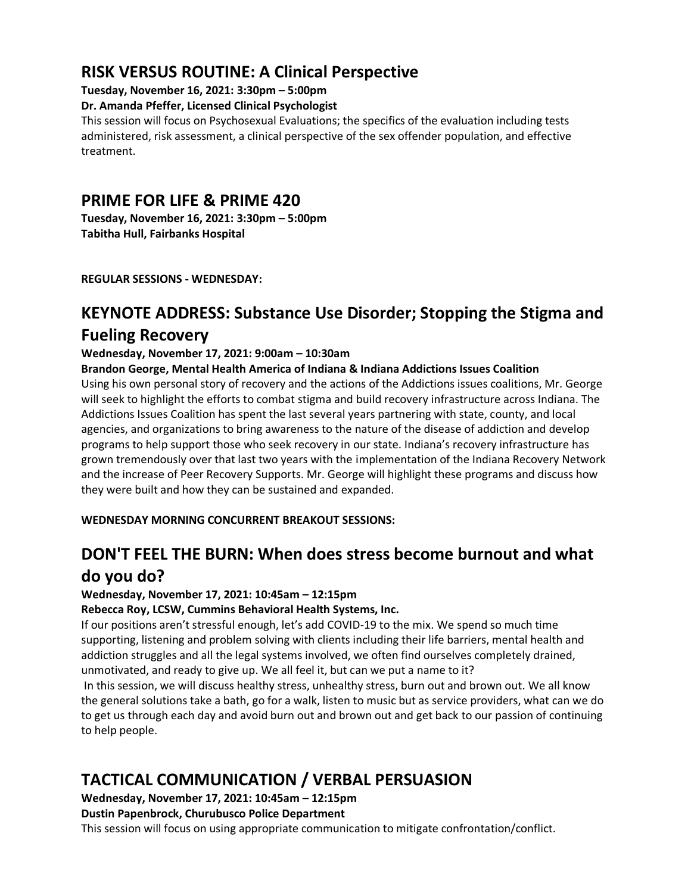## RISK VERSUS ROUTINE: A Clinical Perspective

**Tuesday, November 16, 2021: 3:30pm – 5:00pm**

**Dr. Amanda Pfeffer, Licensed Clinical Psychologist**

This session will focus on Psychosexual Evaluations; the specifics of the evaluation including tests administered, risk assessment, a clinical perspective of the sex offender population, and effective treatment.

## PRIME FOR LIFE & PRIME 420

**Tuesday, November 16, 2021: 3:30pm – 5:00pm**

**Tabitha Hull, Fairbanks Hospital**

**REGULAR SESSIONS - WEDNESDAY:**

## KEYNOTE ADDRESS: Substance Use Disorder; Stopping the Stigma and Fueling Recovery

**Wednesday, November 17, 2021: 9:00am – 10:30am**

**Brandon George, Mental Health America of Indiana & Indiana Addictions Issues Coalition**

Using his own personal story of recovery and the actions of the Addictions issues coalitions, Mr. George will seek to highlight the efforts to combat stigma and build recovery infrastructure across Indiana. The Addictions Issues Coalition has spent the last several years partnering with state, county, and local agencies, and organizations to bring awareness to the nature of the disease of addiction and develop programs to help support those who seek recovery in our state. Indiana's recovery infrastructure has grown tremendously over that last two years with the implementation of the Indiana Recovery Network and the increase of Peer Recovery Supports. Mr. George will highlight these programs and discuss how they were built and how they can be sustained and expanded.

**WEDNESDAY MORNING CONCURRENT BREAKOUT SESSIONS:**

## DON'T FEEL THE BURN: When does stress become burnout and what do you do?

**Wednesday, November 17, 2021: 10:45am – 12:15pm**

**Rebecca Roy, LCSW, Cummins Behavioral Health Systems, Inc.**

If our positions aren't stressful enough, let's add COVID-19 to the mix. We spend so much time supporting, listening and problem solving with clients including their life barriers, mental health and addiction struggles and all the legal systems involved, we often find ourselves completely drained, unmotivated, and ready to give up. We all feel it, but can we put a name to it?

In this session, we will discuss healthy stress, unhealthy stress, burn out and brown out. We all know the general solutions take a bath, go for a walk, listen to music but as service providers, what can we do to get us through each day and avoid burn out and brown out and get back to our passion of continuing to help people.

## TACTICAL COMMUNICATION / VERBAL PERSUASION

**Wednesday, November 17, 2021: 10:45am – 12:15pm**

**Dustin Papenbrock, Churubusco Police Department**

This session will focus on using appropriate communication to mitigate confrontation/conflict.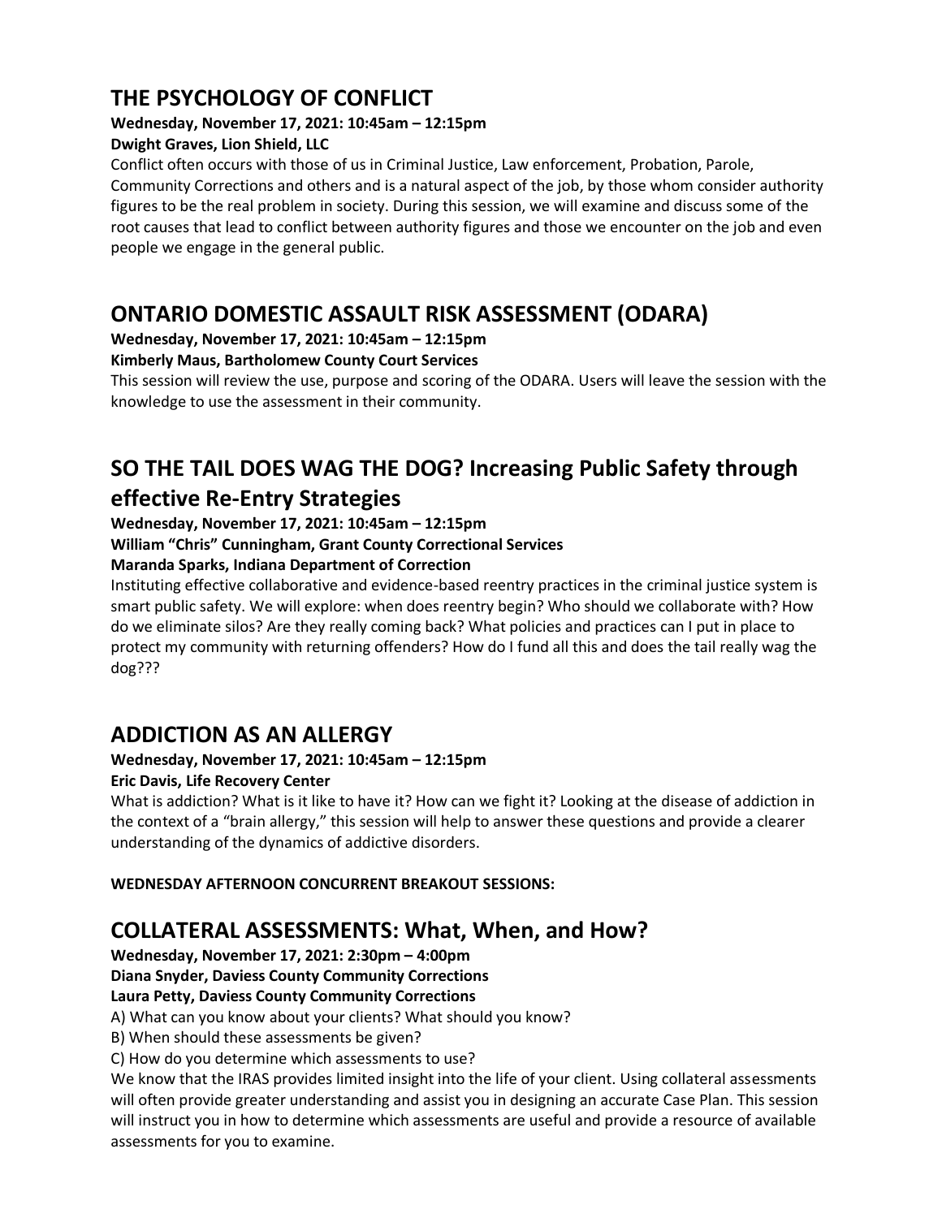## THE PSYCHOLOGY OF CONFLICT

**Wednesday, November 17, 2021: 10:45am – 12:15pm**
**Dwight Graves, Lion Shield, LLC**

Conflict often occurs with those of us in Criminal Justice, Law enforcement, Probation, Parole, Community Corrections and others and is a natural aspect of the job, by those whom consider authority figures to be the real problem in society. During this session, we will examine and discuss some of the root causes that lead to conflict between authority figures and those we encounter on the job and even people we engage in the general public.

## ONTARIO DOMESTIC ASSAULT RISK ASSESSMENT (ODARA)

**Wednesday, November 17, 2021: 10:45am – 12:15pm**
**Kimberly Maus, Bartholomew County Court Services**

This session will review the use, purpose and scoring of the ODARA. Users will leave the session with the knowledge to use the assessment in their community.

## SO THE TAIL DOES WAG THE DOG? Increasing Public Safety through effective Re-Entry Strategies

**Wednesday, November 17, 2021: 10:45am – 12:15pm**
**William "Chris" Cunningham, Grant County Correctional Services**
**Maranda Sparks, Indiana Department of Correction**

Instituting effective collaborative and evidence-based reentry practices in the criminal justice system is smart public safety. We will explore: when does reentry begin? Who should we collaborate with? How do we eliminate silos? Are they really coming back? What policies and practices can I put in place to protect my community with returning offenders? How do I fund all this and does the tail really wag the dog???

## ADDICTION AS AN ALLERGY

**Wednesday, November 17, 2021: 10:45am – 12:15pm**
**Eric Davis, Life Recovery Center**

What is addiction? What is it like to have it? How can we fight it? Looking at the disease of addiction in the context of a "brain allergy," this session will help to answer these questions and provide a clearer understanding of the dynamics of addictive disorders.

**WEDNESDAY AFTERNOON CONCURRENT BREAKOUT SESSIONS:**

## COLLATERAL ASSESSMENTS: What, When, and How?

**Wednesday, November 17, 2021: 2:30pm – 4:00pm**
**Diana Snyder, Daviess County Community Corrections**
**Laura Petty, Daviess County Community Corrections**

A) What can you know about your clients? What should you know?
B) When should these assessments be given?
C) How do you determine which assessments to use?

We know that the IRAS provides limited insight into the life of your client. Using collateral assessments will often provide greater understanding and assist you in designing an accurate Case Plan. This session will instruct you in how to determine which assessments are useful and provide a resource of available assessments for you to examine.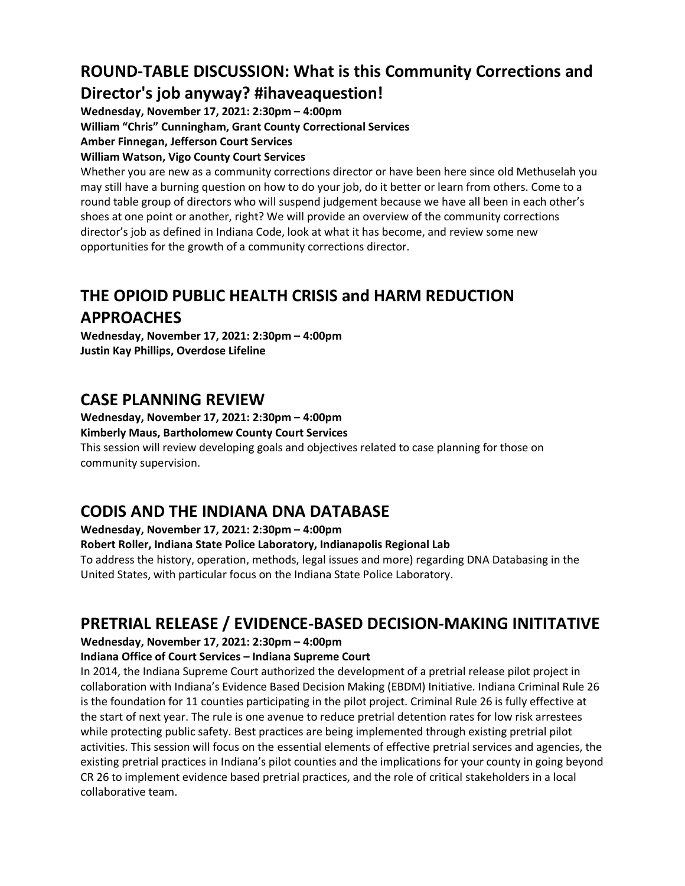## ROUND-TABLE DISCUSSION: What is this Community Corrections and Director's job anyway? #ihaveaquestion!

**Wednesday, November 17, 2021: 2:30pm – 4:00pm**
**William "Chris" Cunningham, Grant County Correctional Services**
**Amber Finnegan, Jefferson Court Services**
**William Watson, Vigo County Court Services**

Whether you are new as a community corrections director or have been here since old Methuselah you may still have a burning question on how to do your job, do it better or learn from others. Come to a round table group of directors who will suspend judgement because we have all been in each other's shoes at one point or another, right? We will provide an overview of the community corrections director's job as defined in Indiana Code, look at what it has become, and review some new opportunities for the growth of a community corrections director.

## THE OPIOID PUBLIC HEALTH CRISIS and HARM REDUCTION APPROACHES

**Wednesday, November 17, 2021: 2:30pm – 4:00pm**
**Justin Kay Phillips, Overdose Lifeline**

## CASE PLANNING REVIEW

**Wednesday, November 17, 2021: 2:30pm – 4:00pm**
**Kimberly Maus, Bartholomew County Court Services**

This session will review developing goals and objectives related to case planning for those on community supervision.

## CODIS AND THE INDIANA DNA DATABASE

**Wednesday, November 17, 2021: 2:30pm – 4:00pm**
**Robert Roller, Indiana State Police Laboratory, Indianapolis Regional Lab**

To address the history, operation, methods, legal issues and more) regarding DNA Databasing in the United States, with particular focus on the Indiana State Police Laboratory.

## PRETRIAL RELEASE / EVIDENCE-BASED DECISION-MAKING INITITATIVE

**Wednesday, November 17, 2021: 2:30pm – 4:00pm**
**Indiana Office of Court Services – Indiana Supreme Court**

In 2014, the Indiana Supreme Court authorized the development of a pretrial release pilot project in collaboration with Indiana's Evidence Based Decision Making (EBDM) Initiative. Indiana Criminal Rule 26 is the foundation for 11 counties participating in the pilot project. Criminal Rule 26 is fully effective at the start of next year. The rule is one avenue to reduce pretrial detention rates for low risk arrestees while protecting public safety. Best practices are being implemented through existing pretrial pilot activities. This session will focus on the essential elements of effective pretrial services and agencies, the existing pretrial practices in Indiana's pilot counties and the implications for your county in going beyond CR 26 to implement evidence based pretrial practices, and the role of critical stakeholders in a local collaborative team.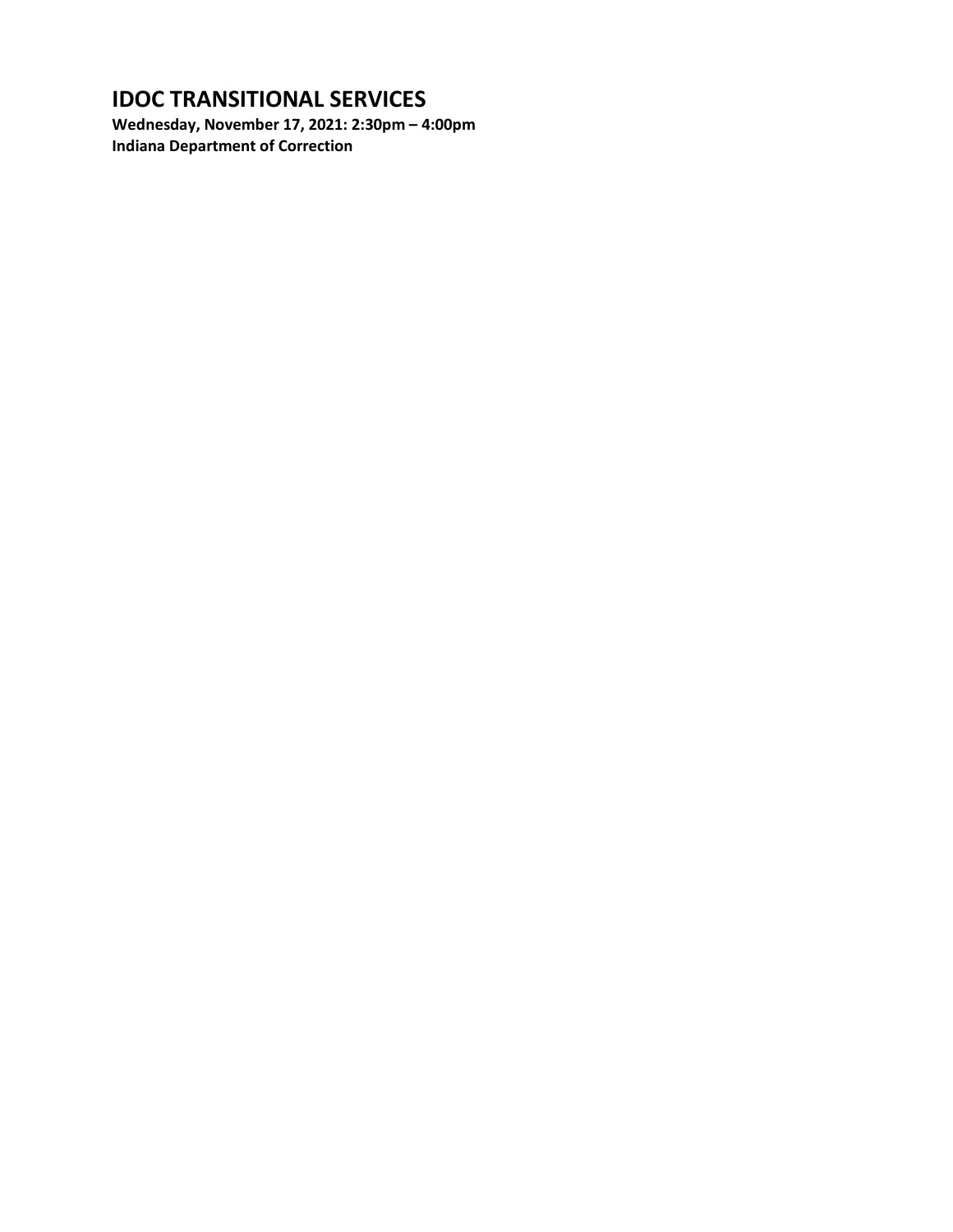# IDOC TRANSITIONAL SERVICES

**Wednesday, November 17, 2021: 2:30pm – 4:00pm**
**Indiana Department of Correction**